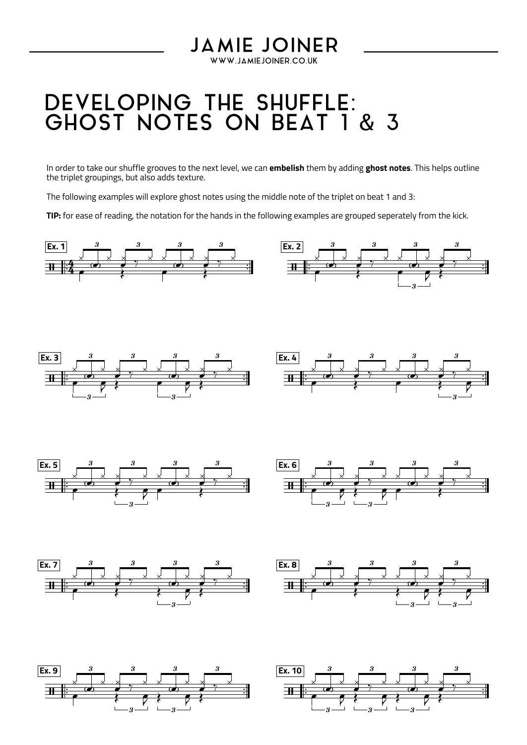# JAMIE JOINER

WWW.JAMIEJOINER.CO.UK

# DEVELOPING THE SHUFFLE: GHOST NOTES ON BEAT 1 & 3

In order to take our shuffle grooves to the next level, we can **embelish** them by adding **ghost notes**. This helps outline the triplet groupings, but also adds texture.

The following examples will explore ghost notes using the middle note of the triplet on beat 1 and 3:

**TIP:** for ease of reading, the notation for the hands in the following examples are grouped seperately from the kick.

**Ex. 1**

**Ex. 2**

**Ex. 3**

**Ex. 4**

**Ex. 5**

**Ex. 6**

**Ex. 7**

**Ex. 8**

**Ex. 9**

**Ex. 10**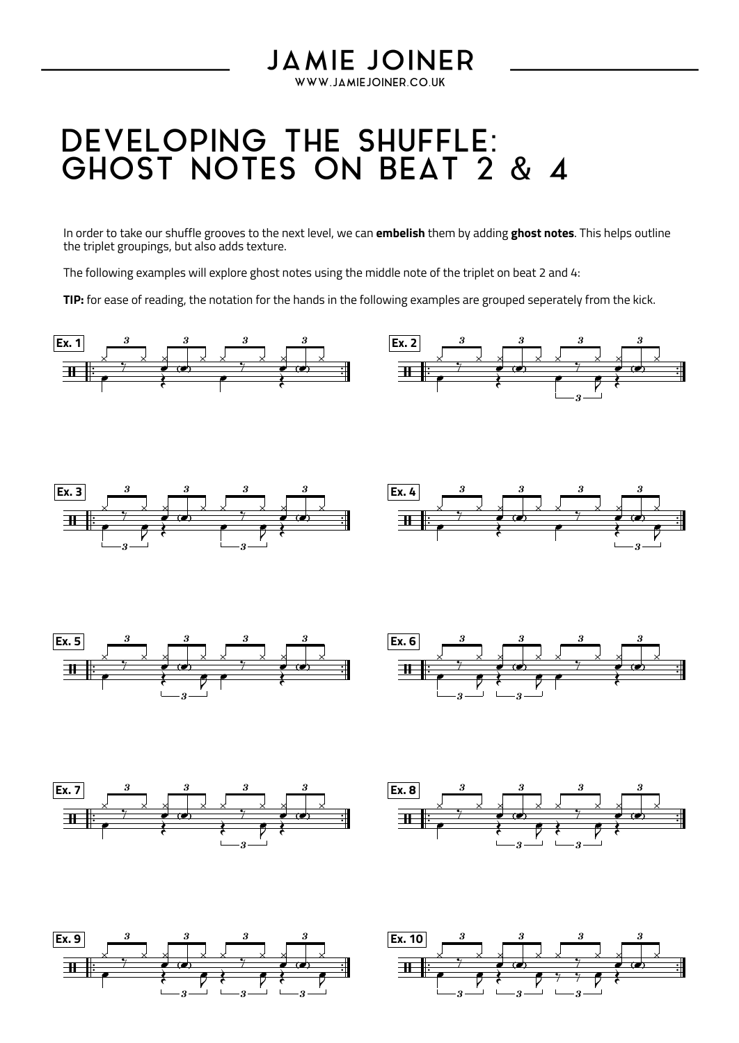# DEVELOPING THE SHUFFLE: GHOST NOTES ON BEAT 2 & 4

In order to take our shuffle grooves to the next level, we can **embelish** them by adding **ghost notes**. This helps outline the triplet groupings, but also adds texture.

The following examples will explore ghost notes using the middle note of the triplet on beat 2 and 4:

**TIP:** for ease of reading, the notation for the hands in the following examples are grouped seperately from the kick.

Ex. 1

Ex. 2

Ex. 3

Ex. 4

Ex. 5

Ex. 6

Ex. 7

Ex. 8

Ex. 9

Ex. 10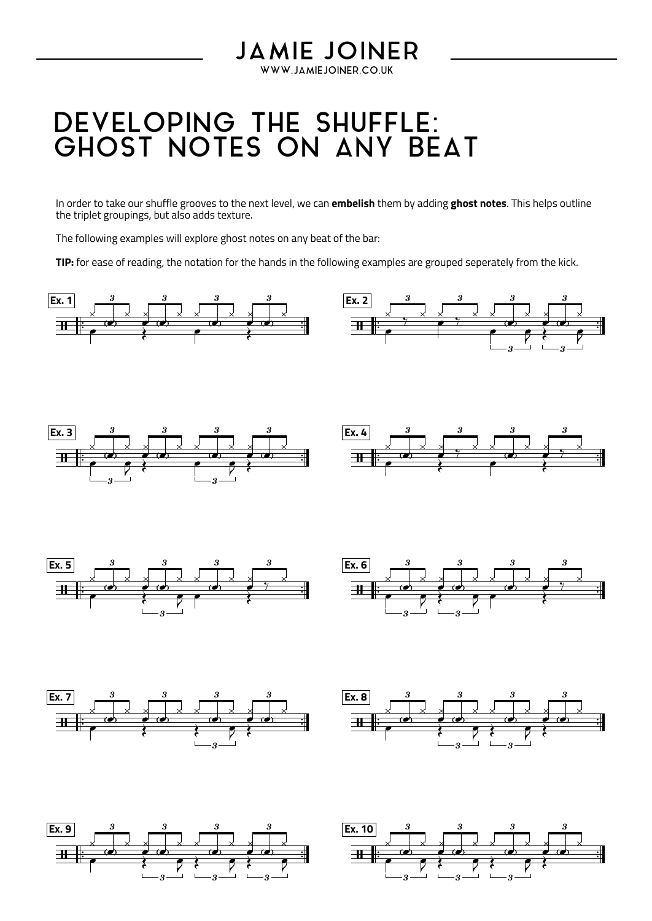# DEVELOPING THE SHUFFLE: GHOST NOTES ON ANY BEAT

In order to take our shuffle grooves to the next level, we can **embelish** them by adding **ghost notes**. This helps outline the triplet groupings, but also adds texture.

The following examples will explore ghost notes on any beat of the bar:

**TIP:** for ease of reading, the notation for the hands in the following examples are grouped seperately from the kick.

Ex. 1

Ex. 2

Ex. 3

Ex. 4

Ex. 5

Ex. 6

Ex. 7

Ex. 8

Ex. 9

Ex. 10